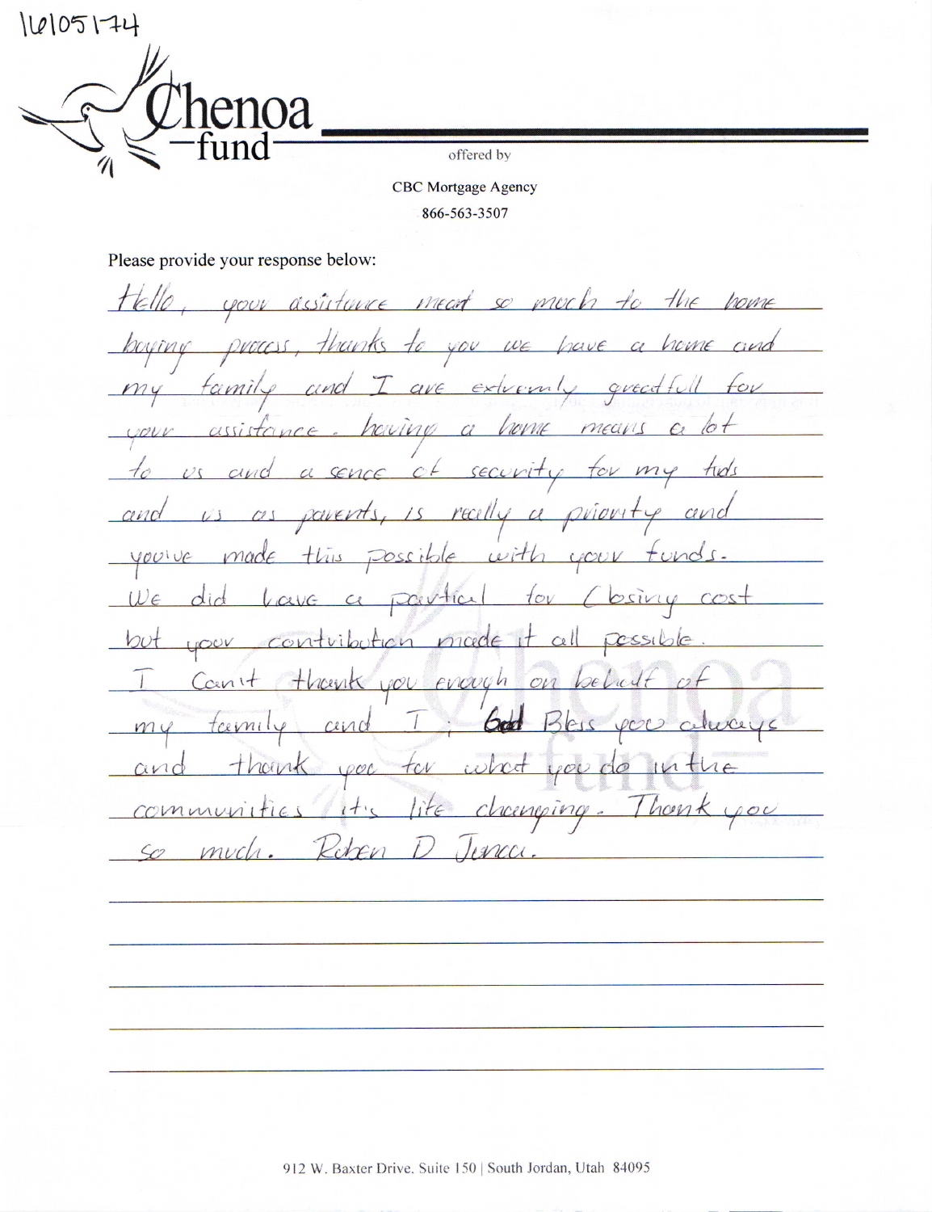16105174

# Chenoa fund

offered by

CBC Mortgage Agency

866-563-3507

Please provide your response below:

Hello, your assistance meant so much to the home buying process, thanks to you we have a home and my family and I are extremly greatfull for your assistance. having a home means a lot to us and a sence of security for my kids and us as parents, is really a priority and you've made this possible with your funds. We did have a partial for Closing cost but your contribution made it all possible. I Can't thank you enough on behalf of my family and I ; God Bless you always and thank you for what you do in the communities it's life changing. Thank you so much. Ruben D Juncu.

912 W. Baxter Drive, Suite 150 | South Jordan, Utah 84095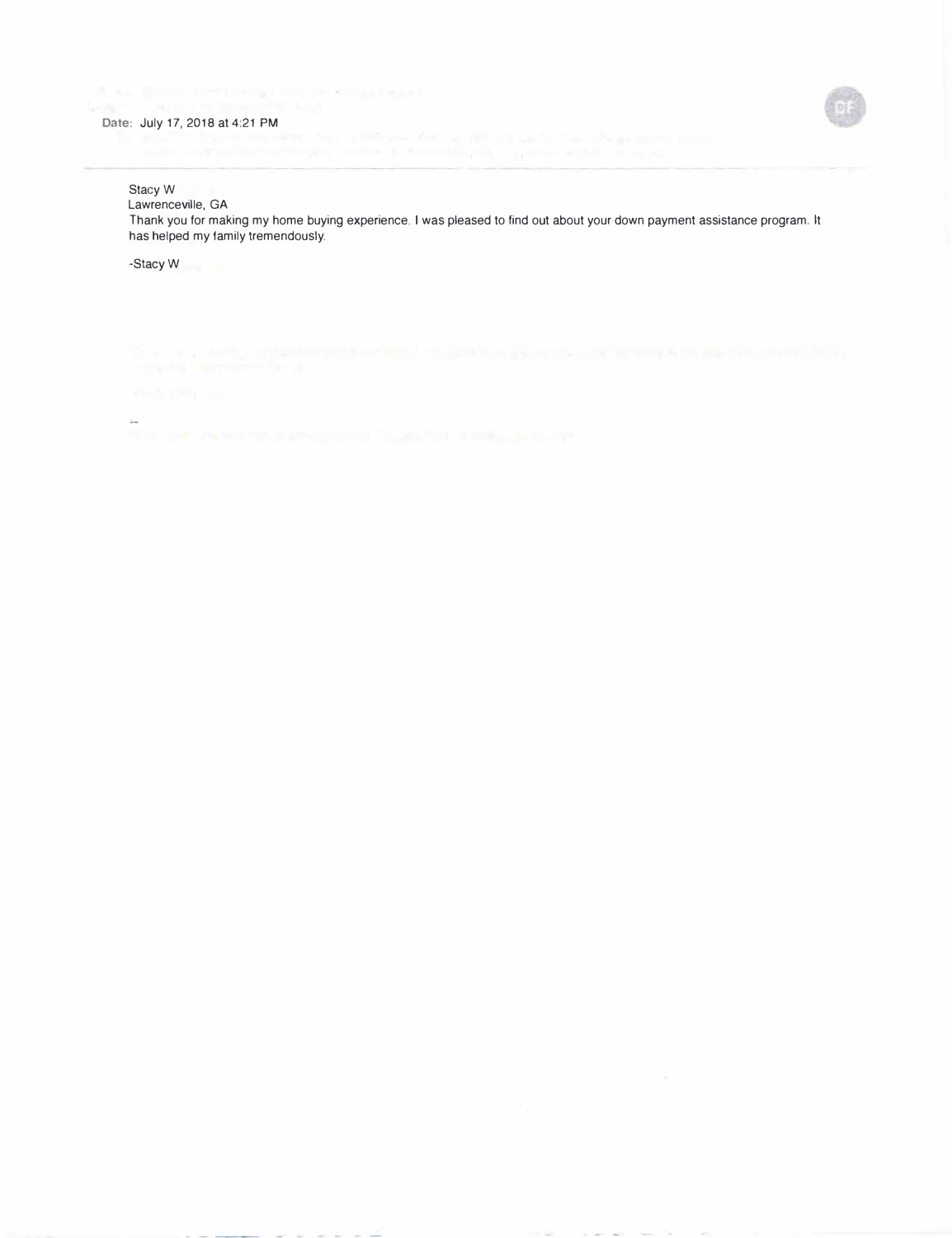Date: July 17, 2018 at 4:21 PM

Stacy W
Lawrenceville, GA
Thank you for making my home buying experience. I was pleased to find out about your down payment assistance program. It has helped my family tremendously.

-Stacy W

--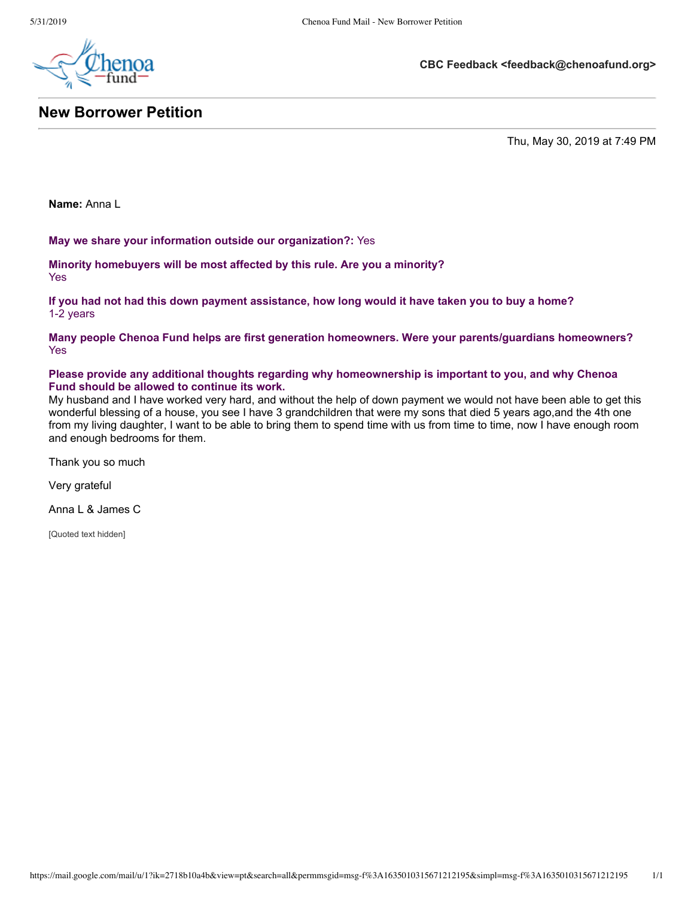CBC Feedback <feedback@chenoafund.org>

## New Borrower Petition

Thu, May 30, 2019 at 7:49 PM

**Name:** Anna L

**May we share your information outside our organization?:** Yes

**Minority homebuyers will be most affected by this rule. Are you a minority?**
Yes

**If you had not had this down payment assistance, how long would it have taken you to buy a home?**
1-2 years

**Many people Chenoa Fund helps are first generation homeowners. Were your parents/guardians homeowners?**
Yes

**Please provide any additional thoughts regarding why homeownership is important to you, and why Chenoa Fund should be allowed to continue its work.**
My husband and I have worked very hard, and without the help of down payment we would not have been able to get this wonderful blessing of a house, you see I have 3 grandchildren that were my sons that died 5 years ago,and the 4th one from my living daughter, I want to be able to bring them to spend time with us from time to time, now I have enough room and enough bedrooms for them.

Thank you so much

Very grateful

Anna L & James C

[Quoted text hidden]